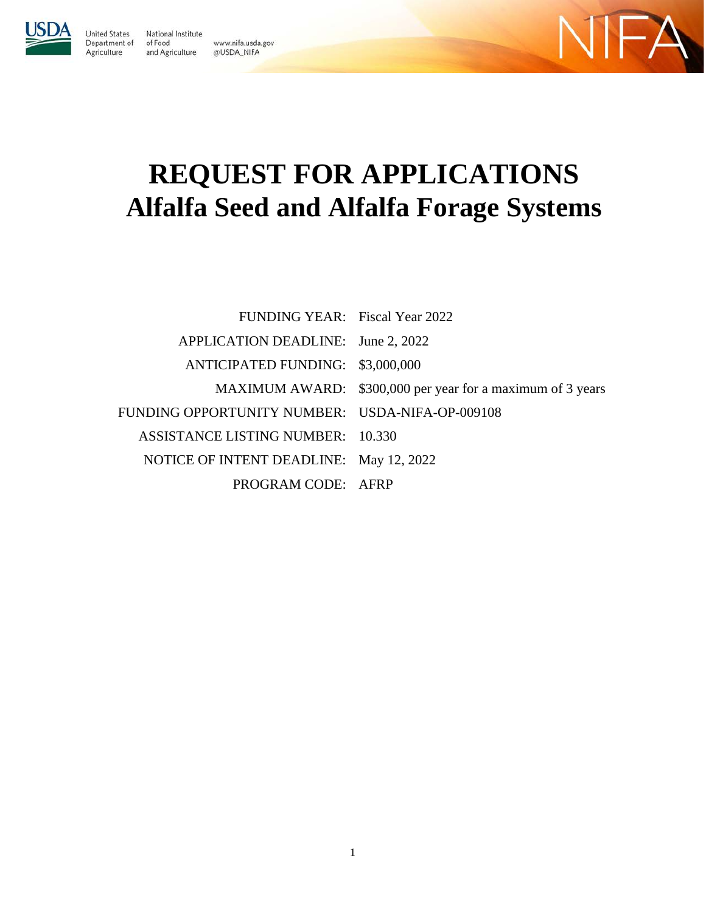United States Department of Agriculture

National Institute of Food and Agriculture

www.nifa.usda.gov
@USDA_NIFA

# REQUEST FOR APPLICATIONS
# Alfalfa Seed and Alfalfa Forage Systems

| | |
|---|---|
| FUNDING YEAR: | Fiscal Year 2022 |
| APPLICATION DEADLINE: | June 2, 2022 |
| ANTICIPATED FUNDING: | $3,000,000 |
| MAXIMUM AWARD: | $300,000 per year for a maximum of 3 years |
| FUNDING OPPORTUNITY NUMBER: | USDA-NIFA-OP-009108 |
| ASSISTANCE LISTING NUMBER: | 10.330 |
| NOTICE OF INTENT DEADLINE: | May 12, 2022 |
| PROGRAM CODE: | AFRP |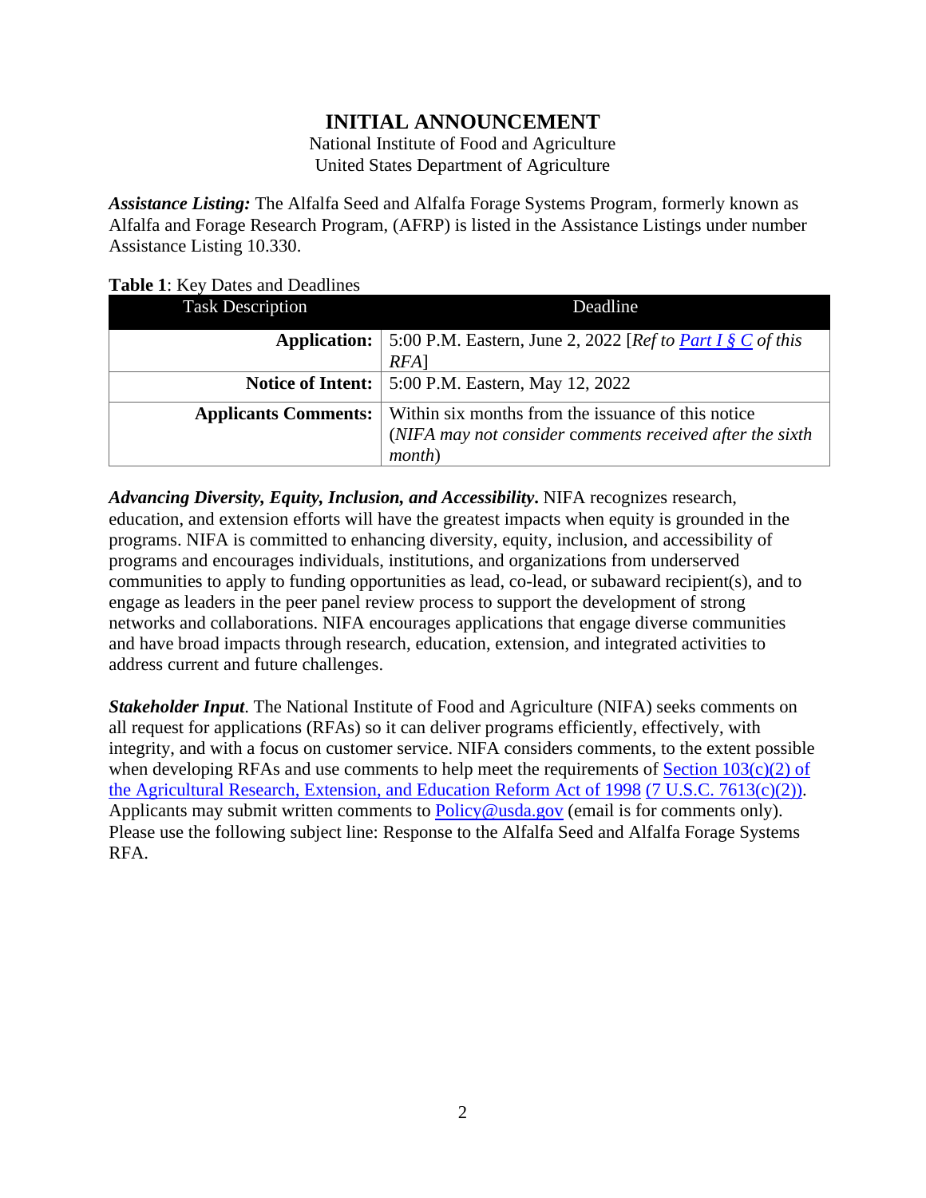# INITIAL ANNOUNCEMENT

National Institute of Food and Agriculture
United States Department of Agriculture

***Assistance Listing:*** The Alfalfa Seed and Alfalfa Forage Systems Program, formerly known as Alfalfa and Forage Research Program, (AFRP) is listed in the Assistance Listings under number Assistance Listing 10.330.

**Table 1**: Key Dates and Deadlines

| Task Description | Deadline |
|---|---|
| **Application:** | 5:00 P.M. Eastern, June 2, 2022 [*Ref to Part I § C of this RFA*] |
| **Notice of Intent:** | 5:00 P.M. Eastern, May 12, 2022 |
| **Applicants Comments:** | Within six months from the issuance of this notice (*NIFA may not consider comments received after the sixth month*) |

***Advancing Diversity, Equity, Inclusion, and Accessibility*.** NIFA recognizes research, education, and extension efforts will have the greatest impacts when equity is grounded in the programs. NIFA is committed to enhancing diversity, equity, inclusion, and accessibility of programs and encourages individuals, institutions, and organizations from underserved communities to apply to funding opportunities as lead, co-lead, or subaward recipient(s), and to engage as leaders in the peer panel review process to support the development of strong networks and collaborations. NIFA encourages applications that engage diverse communities and have broad impacts through research, education, extension, and integrated activities to address current and future challenges.

***Stakeholder Input*.** The National Institute of Food and Agriculture (NIFA) seeks comments on all request for applications (RFAs) so it can deliver programs efficiently, effectively, with integrity, and with a focus on customer service. NIFA considers comments, to the extent possible when developing RFAs and use comments to help meet the requirements of Section 103(c)(2) of the Agricultural Research, Extension, and Education Reform Act of 1998 (7 U.S.C. 7613(c)(2)). Applicants may submit written comments to Policy@usda.gov (email is for comments only). Please use the following subject line: Response to the Alfalfa Seed and Alfalfa Forage Systems RFA.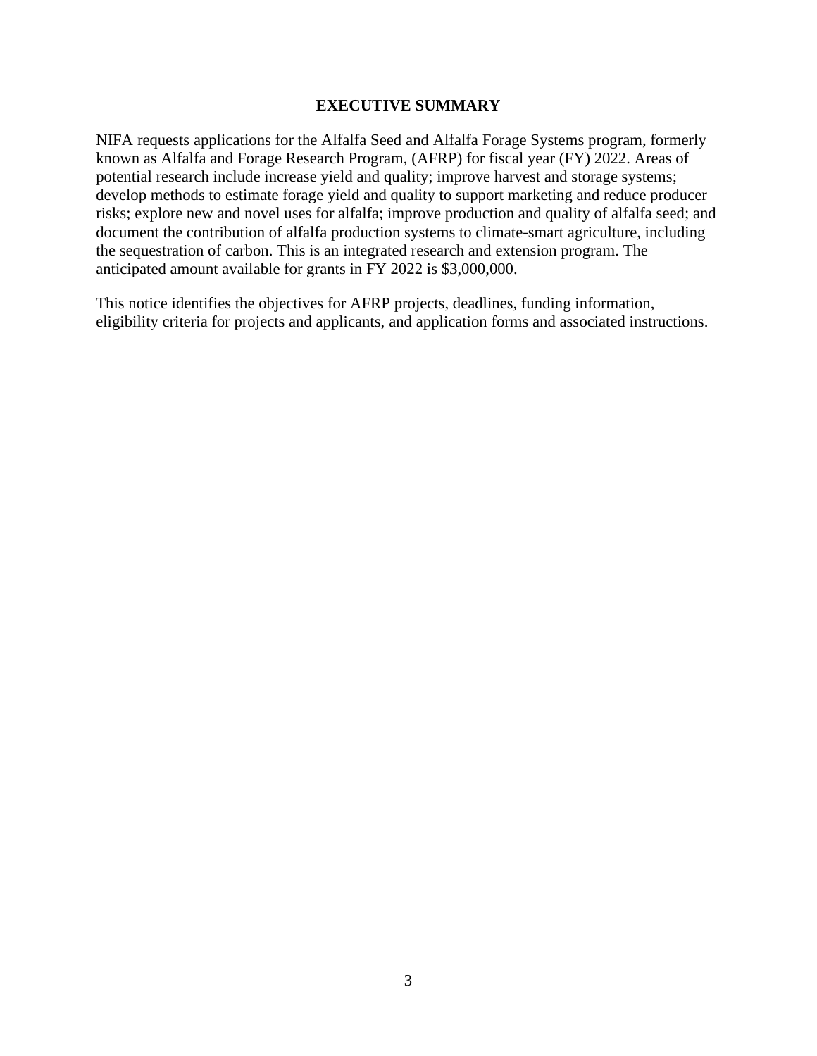# EXECUTIVE SUMMARY

NIFA requests applications for the Alfalfa Seed and Alfalfa Forage Systems program, formerly known as Alfalfa and Forage Research Program, (AFRP) for fiscal year (FY) 2022. Areas of potential research include increase yield and quality; improve harvest and storage systems; develop methods to estimate forage yield and quality to support marketing and reduce producer risks; explore new and novel uses for alfalfa; improve production and quality of alfalfa seed; and document the contribution of alfalfa production systems to climate-smart agriculture, including the sequestration of carbon. This is an integrated research and extension program. The anticipated amount available for grants in FY 2022 is $3,000,000.

This notice identifies the objectives for AFRP projects, deadlines, funding information, eligibility criteria for projects and applicants, and application forms and associated instructions.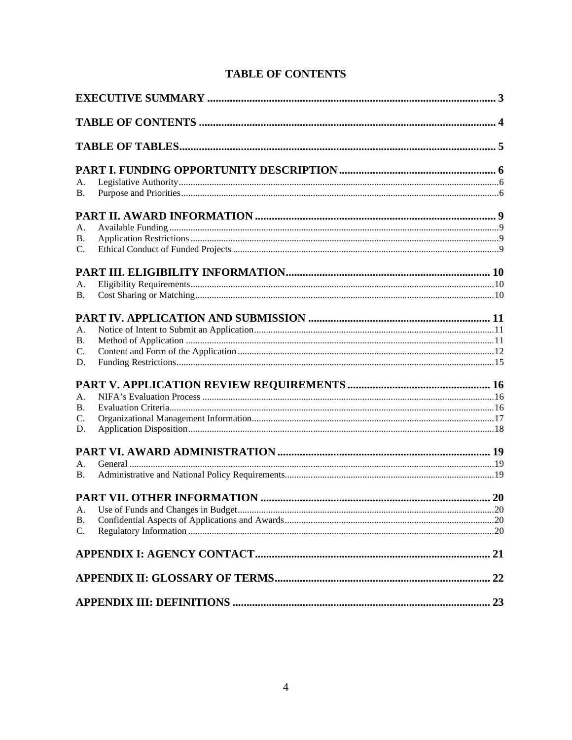# TABLE OF CONTENTS

**EXECUTIVE SUMMARY** ..................................................................................................... **3**

**TABLE OF CONTENTS** ..................................................................................................... **4**

**TABLE OF TABLES** .......................................................................................................... **5**

**PART I. FUNDING OPPORTUNITY DESCRIPTION** ....................................................... **6**

A. Legislative Authority ........................................................................................................ 6
B. Purpose and Priorities ....................................................................................................... 6

**PART II. AWARD INFORMATION** .................................................................................... **9**

A. Available Funding ............................................................................................................. 9
B. Application Restrictions .................................................................................................... 9
C. Ethical Conduct of Funded Projects .................................................................................. 9

**PART III. ELIGIBILITY INFORMATION** ......................................................................... **10**

A. Eligibility Requirements .................................................................................................. 10
B. Cost Sharing or Matching ................................................................................................ 10

**PART IV. APPLICATION AND SUBMISSION** ................................................................ **11**

A. Notice of Intent to Submit an Application ........................................................................ 11
B. Method of Application ..................................................................................................... 11
C. Content and Form of the Application .............................................................................. 12
D. Funding Restrictions ........................................................................................................ 15

**PART V. APPLICATION REVIEW REQUIREMENTS** ..................................................... **16**

A. NIFA's Evaluation Process .............................................................................................. 16
B. Evaluation Criteria ........................................................................................................... 16
C. Organizational Management Information ........................................................................ 17
D. Application Disposition ................................................................................................... 18

**PART VI. AWARD ADMINISTRATION** ........................................................................... **19**

A. General ............................................................................................................................ 19
B. Administrative and National Policy Requirements ........................................................... 19

**PART VII. OTHER INFORMATION** ................................................................................. **20**

A. Use of Funds and Changes in Budget .............................................................................. 20
B. Confidential Aspects of Applications and Awards ........................................................... 20
C. Regulatory Information ................................................................................................... 20

**APPENDIX I: AGENCY CONTACT** .................................................................................. **21**

**APPENDIX II: GLOSSARY OF TERMS** ............................................................................ **22**

**APPENDIX III: DEFINITIONS** .......................................................................................... **23**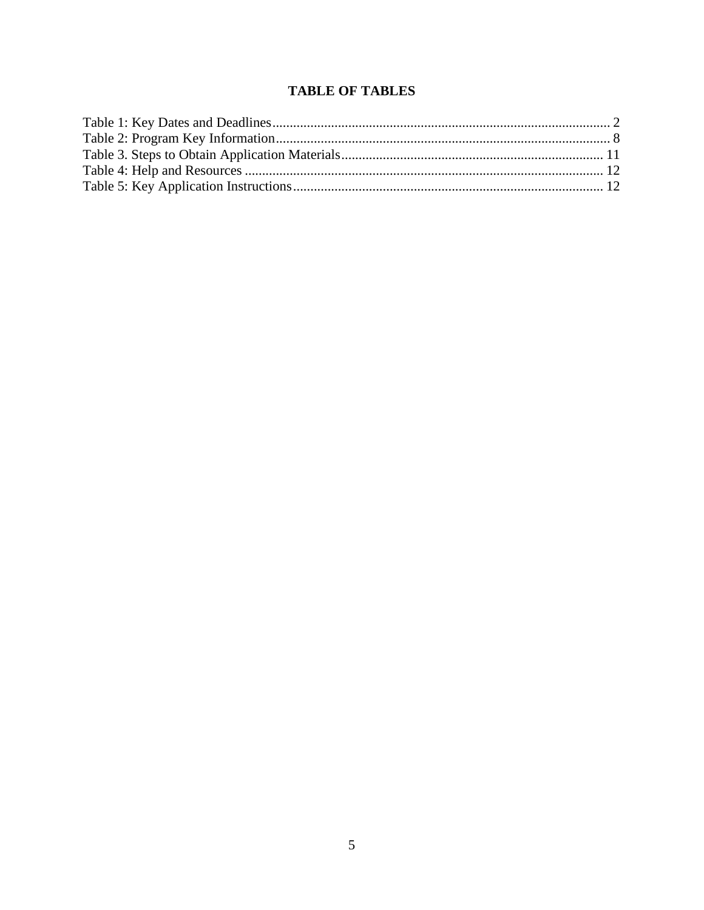# TABLE OF TABLES

Table 1: Key Dates and Deadlines .................................................................................................. 2
Table 2: Program Key Information ................................................................................................. 8
Table 3. Steps to Obtain Application Materials ............................................................................ 11
Table 4: Help and Resources ........................................................................................................ 12
Table 5: Key Application Instructions .......................................................................................... 12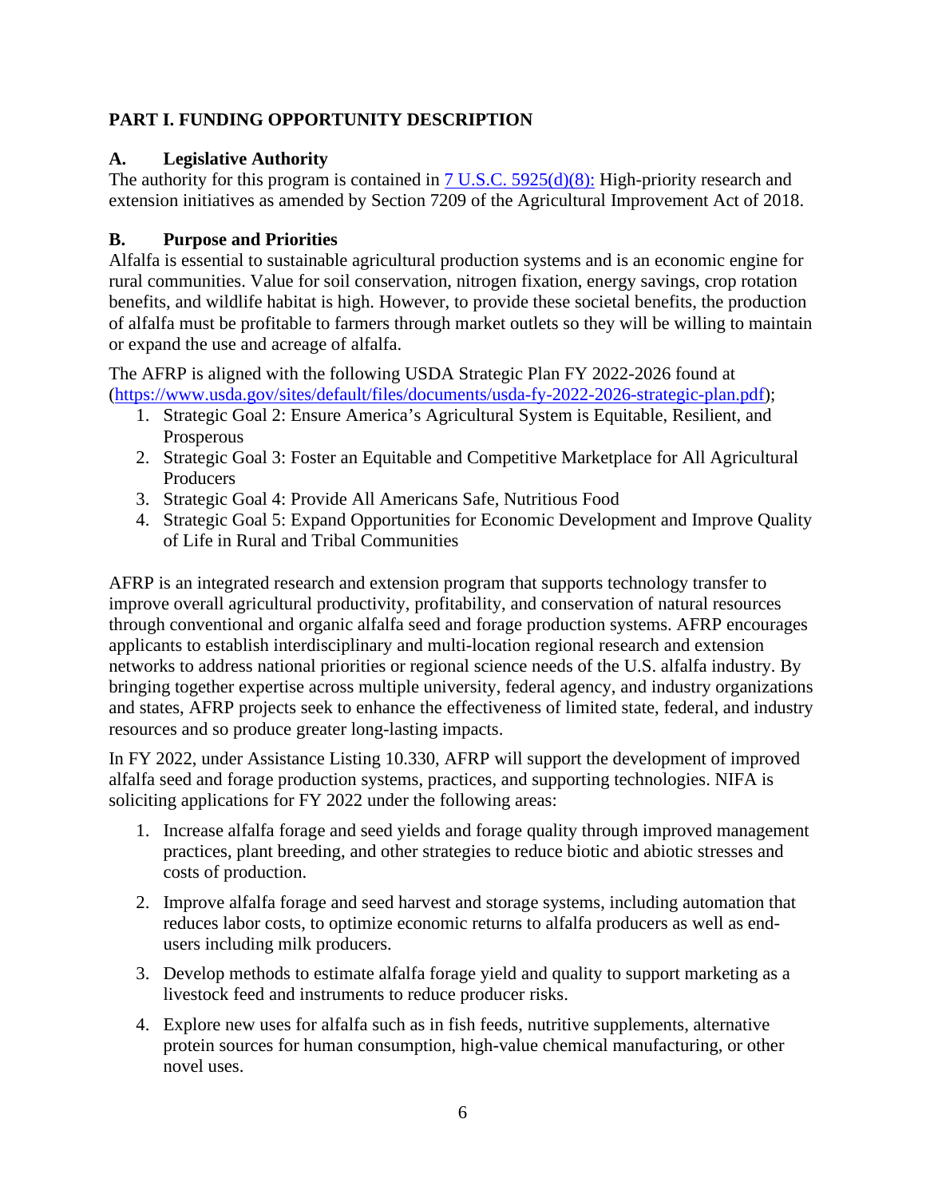## PART I. FUNDING OPPORTUNITY DESCRIPTION

### A. Legislative Authority

The authority for this program is contained in [7 U.S.C. 5925(d)(8):](#) High-priority research and extension initiatives as amended by Section 7209 of the Agricultural Improvement Act of 2018.

### B. Purpose and Priorities

Alfalfa is essential to sustainable agricultural production systems and is an economic engine for rural communities. Value for soil conservation, nitrogen fixation, energy savings, crop rotation benefits, and wildlife habitat is high. However, to provide these societal benefits, the production of alfalfa must be profitable to farmers through market outlets so they will be willing to maintain or expand the use and acreage of alfalfa.

The AFRP is aligned with the following USDA Strategic Plan FY 2022-2026 found at (https://www.usda.gov/sites/default/files/documents/usda-fy-2022-2026-strategic-plan.pdf);

1. Strategic Goal 2: Ensure America's Agricultural System is Equitable, Resilient, and Prosperous
2. Strategic Goal 3: Foster an Equitable and Competitive Marketplace for All Agricultural Producers
3. Strategic Goal 4: Provide All Americans Safe, Nutritious Food
4. Strategic Goal 5: Expand Opportunities for Economic Development and Improve Quality of Life in Rural and Tribal Communities

AFRP is an integrated research and extension program that supports technology transfer to improve overall agricultural productivity, profitability, and conservation of natural resources through conventional and organic alfalfa seed and forage production systems. AFRP encourages applicants to establish interdisciplinary and multi-location regional research and extension networks to address national priorities or regional science needs of the U.S. alfalfa industry. By bringing together expertise across multiple university, federal agency, and industry organizations and states, AFRP projects seek to enhance the effectiveness of limited state, federal, and industry resources and so produce greater long-lasting impacts.

In FY 2022, under Assistance Listing 10.330, AFRP will support the development of improved alfalfa seed and forage production systems, practices, and supporting technologies. NIFA is soliciting applications for FY 2022 under the following areas:

1. Increase alfalfa forage and seed yields and forage quality through improved management practices, plant breeding, and other strategies to reduce biotic and abiotic stresses and costs of production.

2. Improve alfalfa forage and seed harvest and storage systems, including automation that reduces labor costs, to optimize economic returns to alfalfa producers as well as end-users including milk producers.

3. Develop methods to estimate alfalfa forage yield and quality to support marketing as a livestock feed and instruments to reduce producer risks.

4. Explore new uses for alfalfa such as in fish feeds, nutritive supplements, alternative protein sources for human consumption, high-value chemical manufacturing, or other novel uses.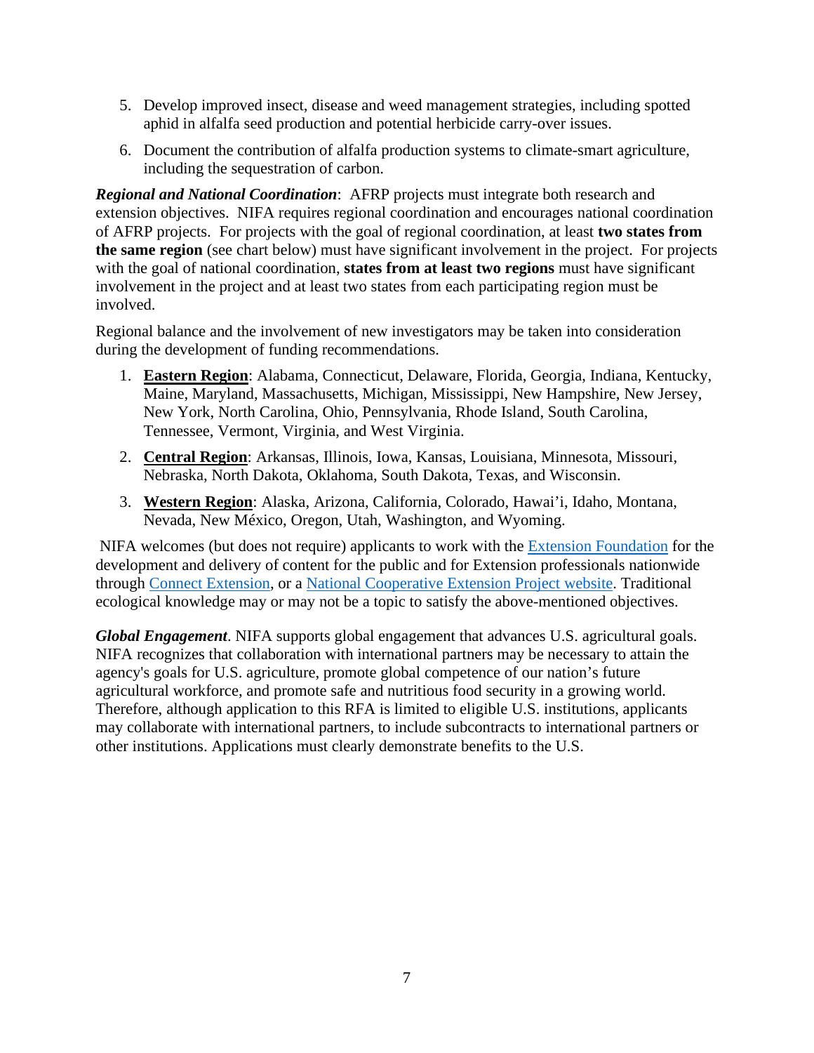5. Develop improved insect, disease and weed management strategies, including spotted aphid in alfalfa seed production and potential herbicide carry-over issues.
6. Document the contribution of alfalfa production systems to climate-smart agriculture, including the sequestration of carbon.

***Regional and National Coordination***: AFRP projects must integrate both research and extension objectives. NIFA requires regional coordination and encourages national coordination of AFRP projects. For projects with the goal of regional coordination, at least **two states from the same region** (see chart below) must have significant involvement in the project. For projects with the goal of national coordination, **states from at least two regions** must have significant involvement in the project and at least two states from each participating region must be involved.

Regional balance and the involvement of new investigators may be taken into consideration during the development of funding recommendations.

1. **Eastern Region**: Alabama, Connecticut, Delaware, Florida, Georgia, Indiana, Kentucky, Maine, Maryland, Massachusetts, Michigan, Mississippi, New Hampshire, New Jersey, New York, North Carolina, Ohio, Pennsylvania, Rhode Island, South Carolina, Tennessee, Vermont, Virginia, and West Virginia.
2. **Central Region**: Arkansas, Illinois, Iowa, Kansas, Louisiana, Minnesota, Missouri, Nebraska, North Dakota, Oklahoma, South Dakota, Texas, and Wisconsin.
3. **Western Region**: Alaska, Arizona, California, Colorado, Hawai'i, Idaho, Montana, Nevada, New México, Oregon, Utah, Washington, and Wyoming.

NIFA welcomes (but does not require) applicants to work with the Extension Foundation for the development and delivery of content for the public and for Extension professionals nationwide through Connect Extension, or a National Cooperative Extension Project website. Traditional ecological knowledge may or may not be a topic to satisfy the above-mentioned objectives.

***Global Engagement***. NIFA supports global engagement that advances U.S. agricultural goals. NIFA recognizes that collaboration with international partners may be necessary to attain the agency's goals for U.S. agriculture, promote global competence of our nation's future agricultural workforce, and promote safe and nutritious food security in a growing world. Therefore, although application to this RFA is limited to eligible U.S. institutions, applicants may collaborate with international partners, to include subcontracts to international partners or other institutions. Applications must clearly demonstrate benefits to the U.S.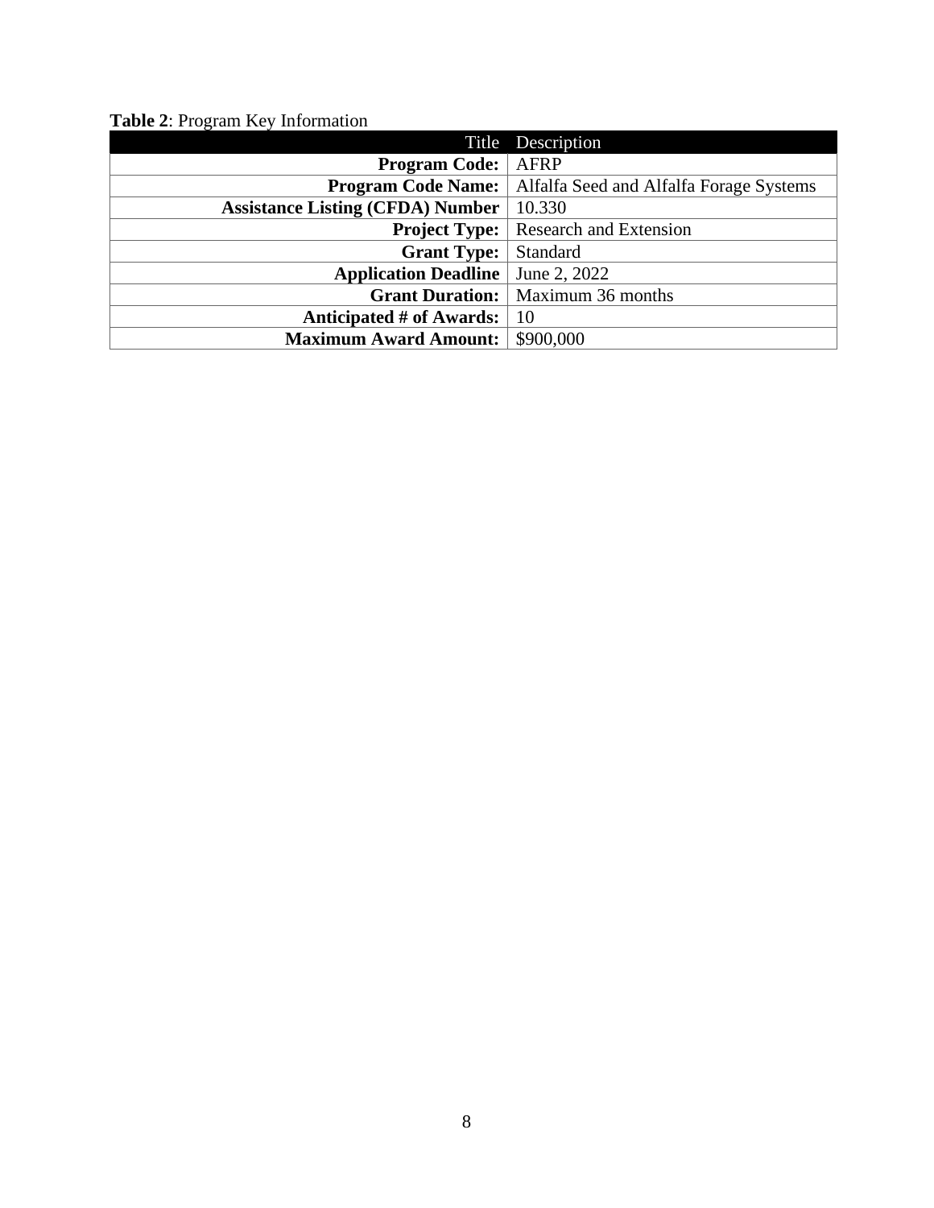**Table 2**: Program Key Information

| Title | Description |
|---:|---|
| **Program Code:** | AFRP |
| **Program Code Name:** | Alfalfa Seed and Alfalfa Forage Systems |
| **Assistance Listing (CFDA) Number** | 10.330 |
| **Project Type:** | Research and Extension |
| **Grant Type:** | Standard |
| **Application Deadline** | June 2, 2022 |
| **Grant Duration:** | Maximum 36 months |
| **Anticipated # of Awards:** | 10 |
| **Maximum Award Amount:** | $900,000 |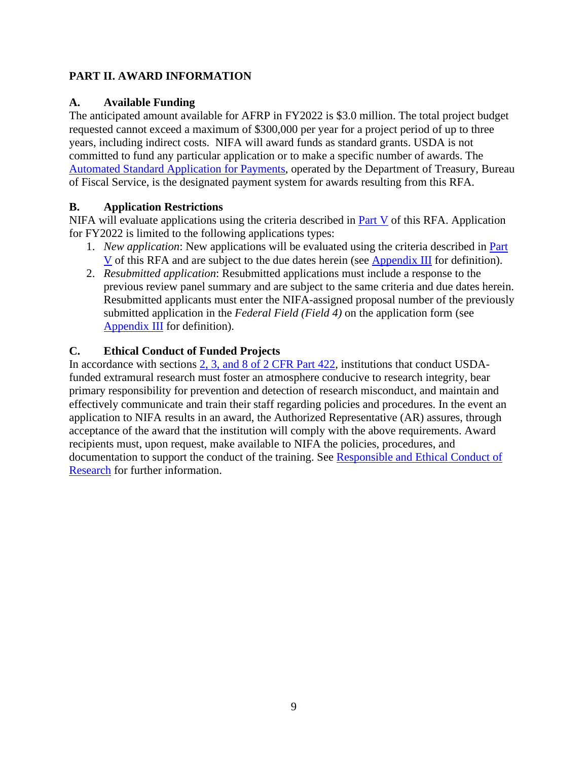## PART II. AWARD INFORMATION

### A. Available Funding

The anticipated amount available for AFRP in FY2022 is $3.0 million. The total project budget requested cannot exceed a maximum of $300,000 per year for a project period of up to three years, including indirect costs. NIFA will award funds as standard grants. USDA is not committed to fund any particular application or to make a specific number of awards. The Automated Standard Application for Payments, operated by the Department of Treasury, Bureau of Fiscal Service, is the designated payment system for awards resulting from this RFA.

### B. Application Restrictions

NIFA will evaluate applications using the criteria described in Part V of this RFA. Application for FY2022 is limited to the following applications types:

1. *New application*: New applications will be evaluated using the criteria described in Part V of this RFA and are subject to the due dates herein (see Appendix III for definition).
2. *Resubmitted application*: Resubmitted applications must include a response to the previous review panel summary and are subject to the same criteria and due dates herein. Resubmitted applicants must enter the NIFA-assigned proposal number of the previously submitted application in the *Federal Field (Field 4)* on the application form (see Appendix III for definition).

### C. Ethical Conduct of Funded Projects

In accordance with sections 2, 3, and 8 of 2 CFR Part 422, institutions that conduct USDA-funded extramural research must foster an atmosphere conducive to research integrity, bear primary responsibility for prevention and detection of research misconduct, and maintain and effectively communicate and train their staff regarding policies and procedures. In the event an application to NIFA results in an award, the Authorized Representative (AR) assures, through acceptance of the award that the institution will comply with the above requirements. Award recipients must, upon request, make available to NIFA the policies, procedures, and documentation to support the conduct of the training. See Responsible and Ethical Conduct of Research for further information.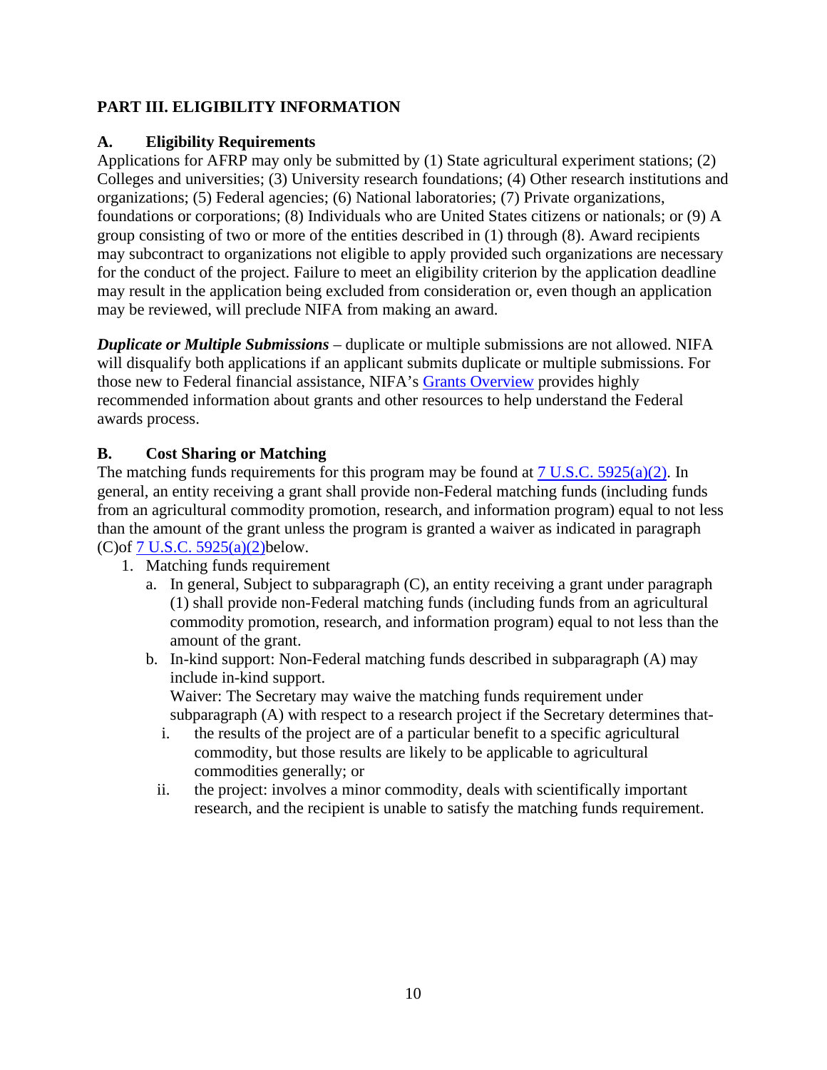## PART III. ELIGIBILITY INFORMATION

### A. Eligibility Requirements

Applications for AFRP may only be submitted by (1) State agricultural experiment stations; (2) Colleges and universities; (3) University research foundations; (4) Other research institutions and organizations; (5) Federal agencies; (6) National laboratories; (7) Private organizations, foundations or corporations; (8) Individuals who are United States citizens or nationals; or (9) A group consisting of two or more of the entities described in (1) through (8). Award recipients may subcontract to organizations not eligible to apply provided such organizations are necessary for the conduct of the project. Failure to meet an eligibility criterion by the application deadline may result in the application being excluded from consideration or, even though an application may be reviewed, will preclude NIFA from making an award.

***Duplicate or Multiple Submissions*** – duplicate or multiple submissions are not allowed. NIFA will disqualify both applications if an applicant submits duplicate or multiple submissions. For those new to Federal financial assistance, NIFA's Grants Overview provides highly recommended information about grants and other resources to help understand the Federal awards process.

### B. Cost Sharing or Matching

The matching funds requirements for this program may be found at 7 U.S.C. 5925(a)(2). In general, an entity receiving a grant shall provide non-Federal matching funds (including funds from an agricultural commodity promotion, research, and information program) equal to not less than the amount of the grant unless the program is granted a waiver as indicated in paragraph (C)of 7 U.S.C. 5925(a)(2)below.

1. Matching funds requirement
   a. In general, Subject to subparagraph (C), an entity receiving a grant under paragraph (1) shall provide non-Federal matching funds (including funds from an agricultural commodity promotion, research, and information program) equal to not less than the amount of the grant.
   b. In-kind support: Non-Federal matching funds described in subparagraph (A) may include in-kind support.
      Waiver: The Secretary may waive the matching funds requirement under subparagraph (A) with respect to a research project if the Secretary determines that-
      i. the results of the project are of a particular benefit to a specific agricultural commodity, but those results are likely to be applicable to agricultural commodities generally; or
      ii. the project: involves a minor commodity, deals with scientifically important research, and the recipient is unable to satisfy the matching funds requirement.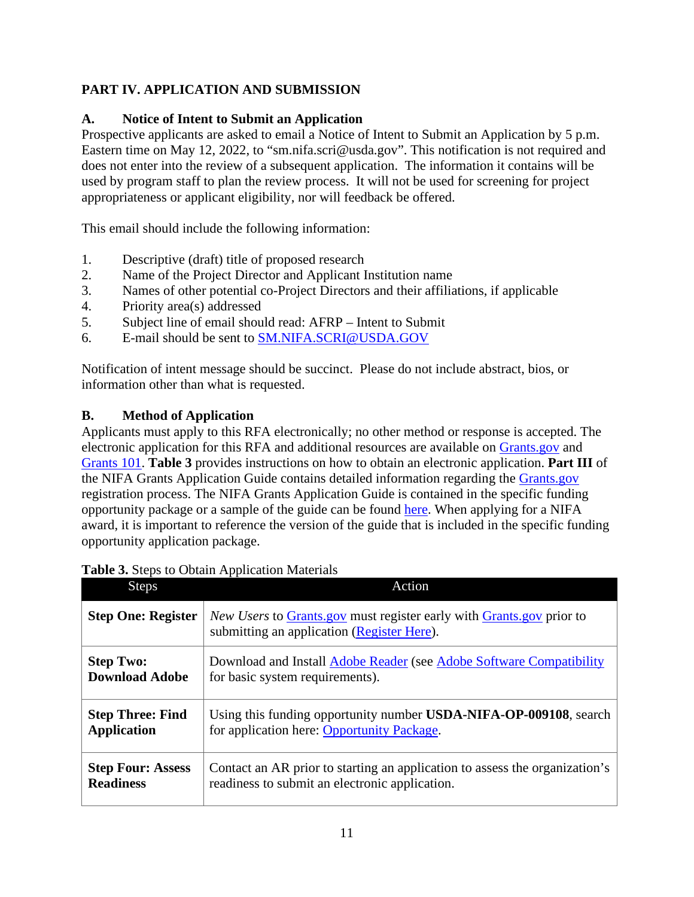## PART IV. APPLICATION AND SUBMISSION

### A. Notice of Intent to Submit an Application

Prospective applicants are asked to email a Notice of Intent to Submit an Application by 5 p.m. Eastern time on May 12, 2022, to “sm.nifa.scri@usda.gov”. This notification is not required and does not enter into the review of a subsequent application. The information it contains will be used by program staff to plan the review process. It will not be used for screening for project appropriateness or applicant eligibility, nor will feedback be offered.

This email should include the following information:

1. Descriptive (draft) title of proposed research
2. Name of the Project Director and Applicant Institution name
3. Names of other potential co-Project Directors and their affiliations, if applicable
4. Priority area(s) addressed
5. Subject line of email should read: AFRP – Intent to Submit
6. E-mail should be sent to SM.NIFA.SCRI@USDA.GOV

Notification of intent message should be succinct. Please do not include abstract, bios, or information other than what is requested.

### B. Method of Application

Applicants must apply to this RFA electronically; no other method or response is accepted. The electronic application for this RFA and additional resources are available on Grants.gov and Grants 101. **Table 3** provides instructions on how to obtain an electronic application. **Part III** of the NIFA Grants Application Guide contains detailed information regarding the Grants.gov registration process. The NIFA Grants Application Guide is contained in the specific funding opportunity package or a sample of the guide can be found here. When applying for a NIFA award, it is important to reference the version of the guide that is included in the specific funding opportunity application package.

**Table 3.** Steps to Obtain Application Materials

| Steps | Action |
|---|---|
| **Step One: Register** | *New Users* to Grants.gov must register early with Grants.gov prior to submitting an application (Register Here). |
| **Step Two: Download Adobe** | Download and Install Adobe Reader (see Adobe Software Compatibility for basic system requirements). |
| **Step Three: Find Application** | Using this funding opportunity number **USDA-NIFA-OP-009108**, search for application here: Opportunity Package. |
| **Step Four: Assess Readiness** | Contact an AR prior to starting an application to assess the organization’s readiness to submit an electronic application. |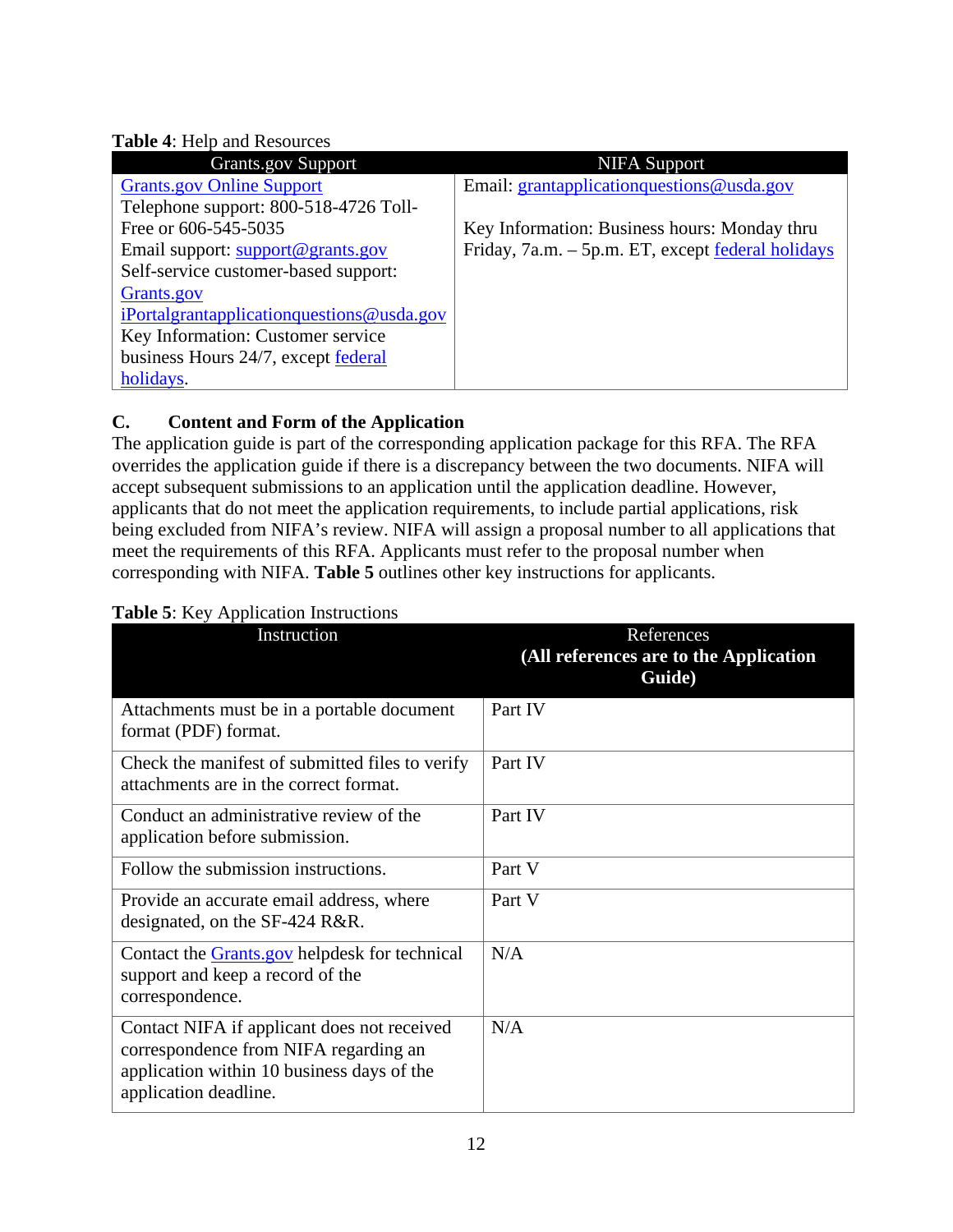**Table 4**: Help and Resources

| Grants.gov Support | NIFA Support |
|---|---|
| Grants.gov Online Support<br>Telephone support: 800-518-4726 Toll-Free or 606-545-5035<br>Email support: support@grants.gov<br>Self-service customer-based support: Grants.gov<br>iPortalgrantapplicationquestions@usda.gov<br>Key Information: Customer service business Hours 24/7, except federal holidays. | Email: grantapplicationquestions@usda.gov<br><br>Key Information: Business hours: Monday thru Friday, 7a.m. – 5p.m. ET, except federal holidays |

### C. Content and Form of the Application

The application guide is part of the corresponding application package for this RFA. The RFA overrides the application guide if there is a discrepancy between the two documents. NIFA will accept subsequent submissions to an application until the application deadline. However, applicants that do not meet the application requirements, to include partial applications, risk being excluded from NIFA's review. NIFA will assign a proposal number to all applications that meet the requirements of this RFA. Applicants must refer to the proposal number when corresponding with NIFA. **Table 5** outlines other key instructions for applicants.

**Table 5**: Key Application Instructions

| Instruction | References **(All references are to the Application Guide)** |
|---|---|
| Attachments must be in a portable document format (PDF) format. | Part IV |
| Check the manifest of submitted files to verify attachments are in the correct format. | Part IV |
| Conduct an administrative review of the application before submission. | Part IV |
| Follow the submission instructions. | Part V |
| Provide an accurate email address, where designated, on the SF-424 R&R. | Part V |
| Contact the Grants.gov helpdesk for technical support and keep a record of the correspondence. | N/A |
| Contact NIFA if applicant does not received correspondence from NIFA regarding an application within 10 business days of the application deadline. | N/A |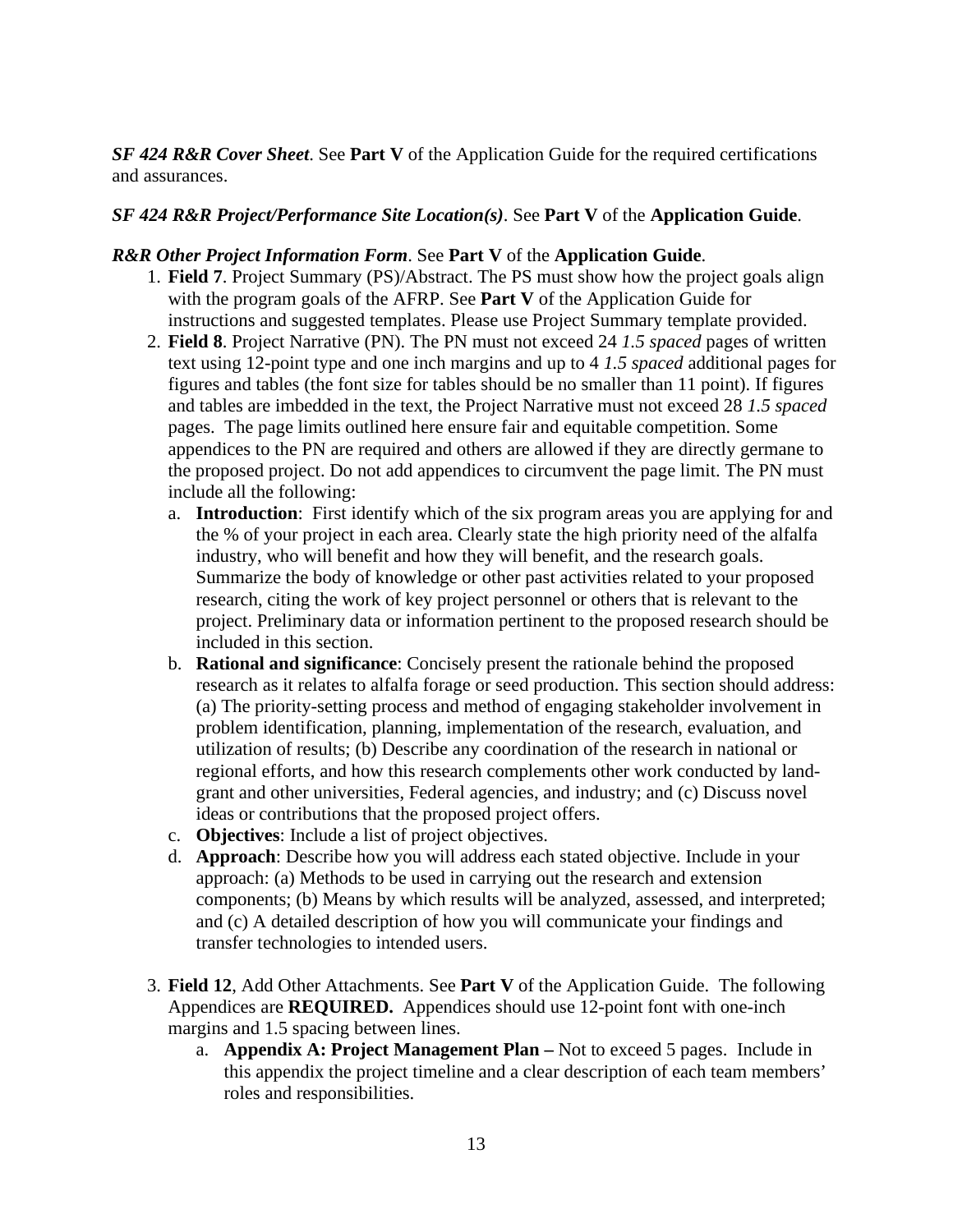***SF 424 R&R Cover Sheet***. See **Part V** of the Application Guide for the required certifications and assurances.

***SF 424 R&R Project/Performance Site Location(s)***. See **Part V** of the **Application Guide**.

***R&R Other Project Information Form***. See **Part V** of the **Application Guide**.

1. **Field 7**. Project Summary (PS)/Abstract. The PS must show how the project goals align with the program goals of the AFRP. See **Part V** of the Application Guide for instructions and suggested templates. Please use Project Summary template provided.
2. **Field 8**. Project Narrative (PN). The PN must not exceed 24 *1.5 spaced* pages of written text using 12-point type and one inch margins and up to 4 *1.5 spaced* additional pages for figures and tables (the font size for tables should be no smaller than 11 point). If figures and tables are imbedded in the text, the Project Narrative must not exceed 28 *1.5 spaced* pages. The page limits outlined here ensure fair and equitable competition. Some appendices to the PN are required and others are allowed if they are directly germane to the proposed project. Do not add appendices to circumvent the page limit. The PN must include all the following:
   a. **Introduction**: First identify which of the six program areas you are applying for and the % of your project in each area. Clearly state the high priority need of the alfalfa industry, who will benefit and how they will benefit, and the research goals. Summarize the body of knowledge or other past activities related to your proposed research, citing the work of key project personnel or others that is relevant to the project. Preliminary data or information pertinent to the proposed research should be included in this section.
   b. **Rational and significance**: Concisely present the rationale behind the proposed research as it relates to alfalfa forage or seed production. This section should address: (a) The priority-setting process and method of engaging stakeholder involvement in problem identification, planning, implementation of the research, evaluation, and utilization of results; (b) Describe any coordination of the research in national or regional efforts, and how this research complements other work conducted by land-grant and other universities, Federal agencies, and industry; and (c) Discuss novel ideas or contributions that the proposed project offers.
   c. **Objectives**: Include a list of project objectives.
   d. **Approach**: Describe how you will address each stated objective. Include in your approach: (a) Methods to be used in carrying out the research and extension components; (b) Means by which results will be analyzed, assessed, and interpreted; and (c) A detailed description of how you will communicate your findings and transfer technologies to intended users.

3. **Field 12**, Add Other Attachments. See **Part V** of the Application Guide. The following Appendices are **REQUIRED.** Appendices should use 12-point font with one-inch margins and 1.5 spacing between lines.
   a. **Appendix A: Project Management Plan –** Not to exceed 5 pages. Include in this appendix the project timeline and a clear description of each team members' roles and responsibilities.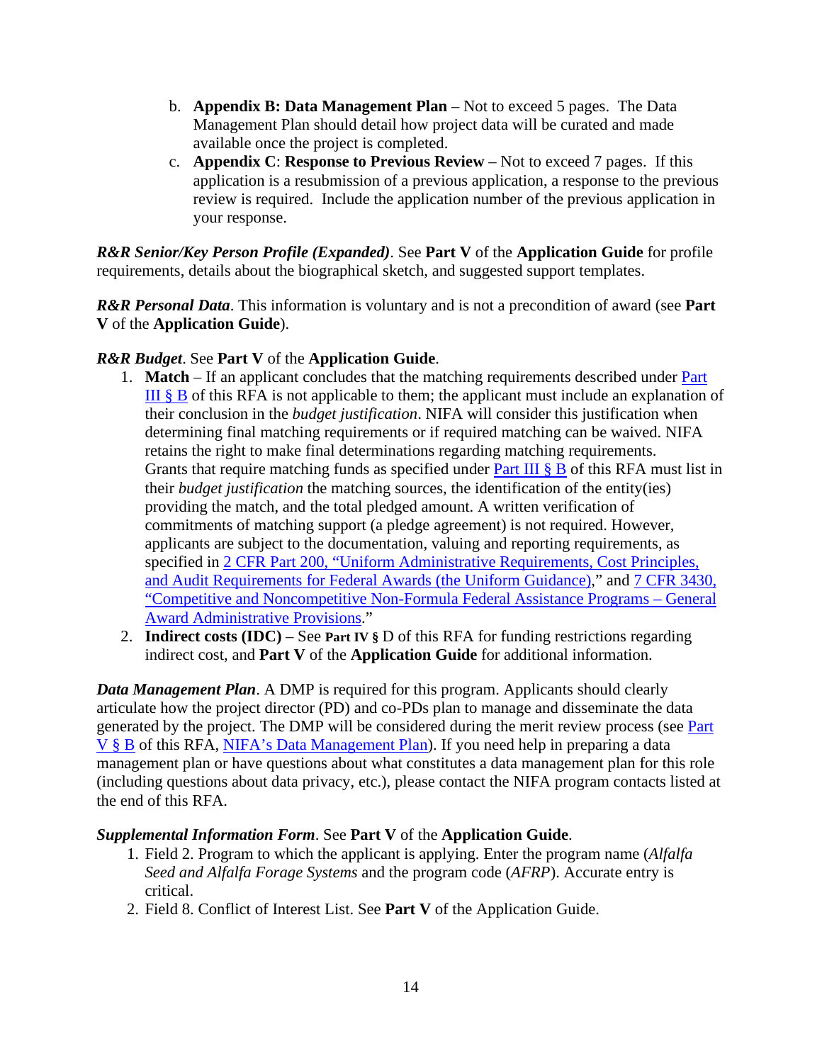b. **Appendix B: Data Management Plan** – Not to exceed 5 pages. The Data Management Plan should detail how project data will be curated and made available once the project is completed.

c. **Appendix C**: **Response to Previous Review** – Not to exceed 7 pages. If this application is a resubmission of a previous application, a response to the previous review is required. Include the application number of the previous application in your response.

***R&R Senior/Key Person Profile (Expanded)***. See **Part V** of the **Application Guide** for profile requirements, details about the biographical sketch, and suggested support templates.

***R&R Personal Data***. This information is voluntary and is not a precondition of award (see **Part V** of the **Application Guide**).

***R&R Budget***. See **Part V** of the **Application Guide**.

1. **Match** – If an applicant concludes that the matching requirements described under Part III § B of this RFA is not applicable to them; the applicant must include an explanation of their conclusion in the *budget justification*. NIFA will consider this justification when determining final matching requirements or if required matching can be waived. NIFA retains the right to make final determinations regarding matching requirements. Grants that require matching funds as specified under Part III § B of this RFA must list in their *budget justification* the matching sources, the identification of the entity(ies) providing the match, and the total pledged amount. A written verification of commitments of matching support (a pledge agreement) is not required. However, applicants are subject to the documentation, valuing and reporting requirements, as specified in 2 CFR Part 200, "Uniform Administrative Requirements, Cost Principles, and Audit Requirements for Federal Awards (the Uniform Guidance)," and 7 CFR 3430, "Competitive and Noncompetitive Non-Formula Federal Assistance Programs – General Award Administrative Provisions."
2. **Indirect costs (IDC)** – See **Part IV §** D of this RFA for funding restrictions regarding indirect cost, and **Part V** of the **Application Guide** for additional information.

***Data Management Plan***. A DMP is required for this program. Applicants should clearly articulate how the project director (PD) and co-PDs plan to manage and disseminate the data generated by the project. The DMP will be considered during the merit review process (see Part V § B of this RFA, NIFA's Data Management Plan). If you need help in preparing a data management plan or have questions about what constitutes a data management plan for this role (including questions about data privacy, etc.), please contact the NIFA program contacts listed at the end of this RFA.

***Supplemental Information Form***. See **Part V** of the **Application Guide**.

1. Field 2. Program to which the applicant is applying. Enter the program name (*Alfalfa Seed and Alfalfa Forage Systems* and the program code (*AFRP*). Accurate entry is critical.
2. Field 8. Conflict of Interest List. See **Part V** of the Application Guide.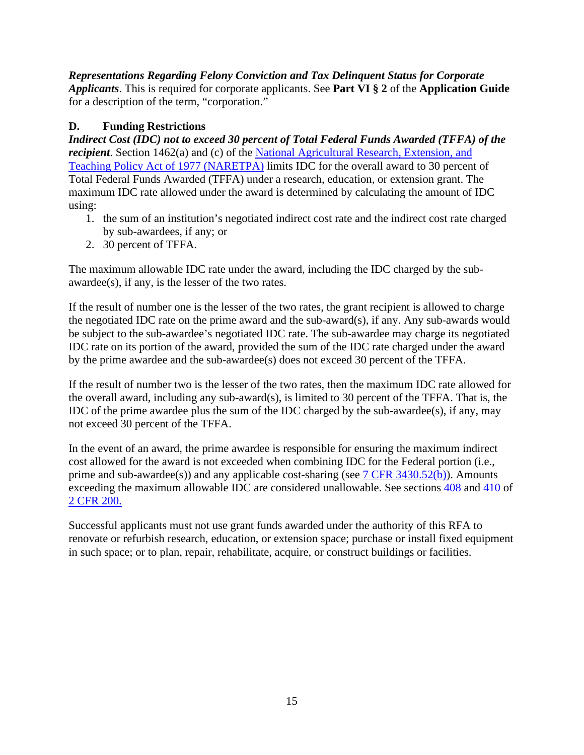***Representations Regarding Felony Conviction and Tax Delinquent Status for Corporate Applicants***. This is required for corporate applicants. See **Part VI § 2** of the **Application Guide** for a description of the term, "corporation."

## D. Funding Restrictions

***Indirect Cost (IDC) not to exceed 30 percent of Total Federal Funds Awarded (TFFA) of the recipient***. Section 1462(a) and (c) of the National Agricultural Research, Extension, and Teaching Policy Act of 1977 (NARETPA) limits IDC for the overall award to 30 percent of Total Federal Funds Awarded (TFFA) under a research, education, or extension grant. The maximum IDC rate allowed under the award is determined by calculating the amount of IDC using:

1. the sum of an institution's negotiated indirect cost rate and the indirect cost rate charged by sub-awardees, if any; or
2. 30 percent of TFFA.

The maximum allowable IDC rate under the award, including the IDC charged by the sub-awardee(s), if any, is the lesser of the two rates.

If the result of number one is the lesser of the two rates, the grant recipient is allowed to charge the negotiated IDC rate on the prime award and the sub-award(s), if any. Any sub-awards would be subject to the sub-awardee's negotiated IDC rate. The sub-awardee may charge its negotiated IDC rate on its portion of the award, provided the sum of the IDC rate charged under the award by the prime awardee and the sub-awardee(s) does not exceed 30 percent of the TFFA.

If the result of number two is the lesser of the two rates, then the maximum IDC rate allowed for the overall award, including any sub-award(s), is limited to 30 percent of the TFFA. That is, the IDC of the prime awardee plus the sum of the IDC charged by the sub-awardee(s), if any, may not exceed 30 percent of the TFFA.

In the event of an award, the prime awardee is responsible for ensuring the maximum indirect cost allowed for the award is not exceeded when combining IDC for the Federal portion (i.e., prime and sub-awardee(s)) and any applicable cost-sharing (see 7 CFR 3430.52(b)). Amounts exceeding the maximum allowable IDC are considered unallowable. See sections 408 and 410 of 2 CFR 200.

Successful applicants must not use grant funds awarded under the authority of this RFA to renovate or refurbish research, education, or extension space; purchase or install fixed equipment in such space; or to plan, repair, rehabilitate, acquire, or construct buildings or facilities.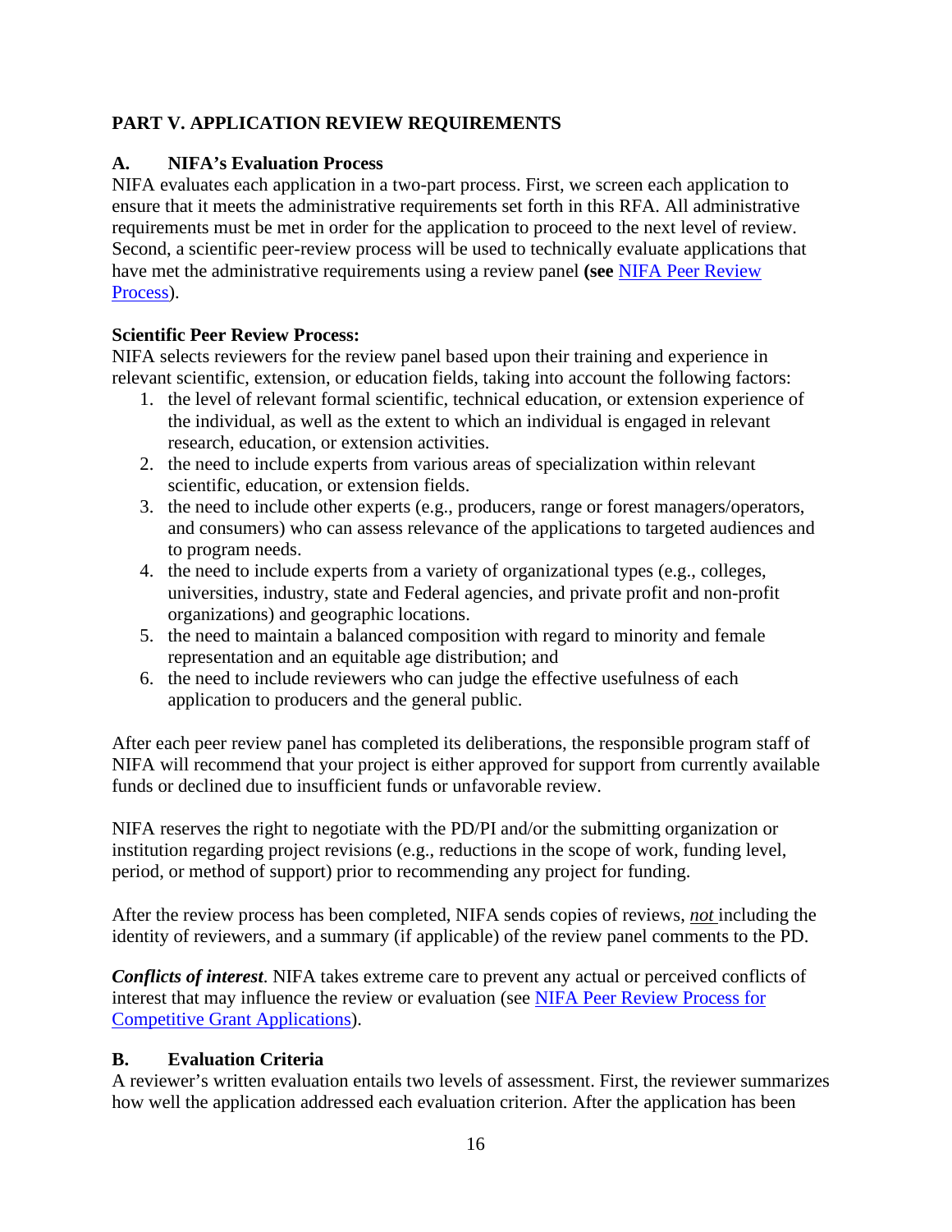## PART V. APPLICATION REVIEW REQUIREMENTS

### A. NIFA's Evaluation Process

NIFA evaluates each application in a two-part process. First, we screen each application to ensure that it meets the administrative requirements set forth in this RFA. All administrative requirements must be met in order for the application to proceed to the next level of review. Second, a scientific peer-review process will be used to technically evaluate applications that have met the administrative requirements using a review panel **(see** [NIFA Peer Review Process](NIFA Peer Review Process)).

**Scientific Peer Review Process:**

NIFA selects reviewers for the review panel based upon their training and experience in relevant scientific, extension, or education fields, taking into account the following factors:

1. the level of relevant formal scientific, technical education, or extension experience of the individual, as well as the extent to which an individual is engaged in relevant research, education, or extension activities.
2. the need to include experts from various areas of specialization within relevant scientific, education, or extension fields.
3. the need to include other experts (e.g., producers, range or forest managers/operators, and consumers) who can assess relevance of the applications to targeted audiences and to program needs.
4. the need to include experts from a variety of organizational types (e.g., colleges, universities, industry, state and Federal agencies, and private profit and non-profit organizations) and geographic locations.
5. the need to maintain a balanced composition with regard to minority and female representation and an equitable age distribution; and
6. the need to include reviewers who can judge the effective usefulness of each application to producers and the general public.

After each peer review panel has completed its deliberations, the responsible program staff of NIFA will recommend that your project is either approved for support from currently available funds or declined due to insufficient funds or unfavorable review.

NIFA reserves the right to negotiate with the PD/PI and/or the submitting organization or institution regarding project revisions (e.g., reductions in the scope of work, funding level, period, or method of support) prior to recommending any project for funding.

After the review process has been completed, NIFA sends copies of reviews, ***not*** including the identity of reviewers, and a summary (if applicable) of the review panel comments to the PD.

***Conflicts of interest***. NIFA takes extreme care to prevent any actual or perceived conflicts of interest that may influence the review or evaluation (see [NIFA Peer Review Process for Competitive Grant Applications](NIFA Peer Review Process for Competitive Grant Applications)).

### B. Evaluation Criteria

A reviewer's written evaluation entails two levels of assessment. First, the reviewer summarizes how well the application addressed each evaluation criterion. After the application has been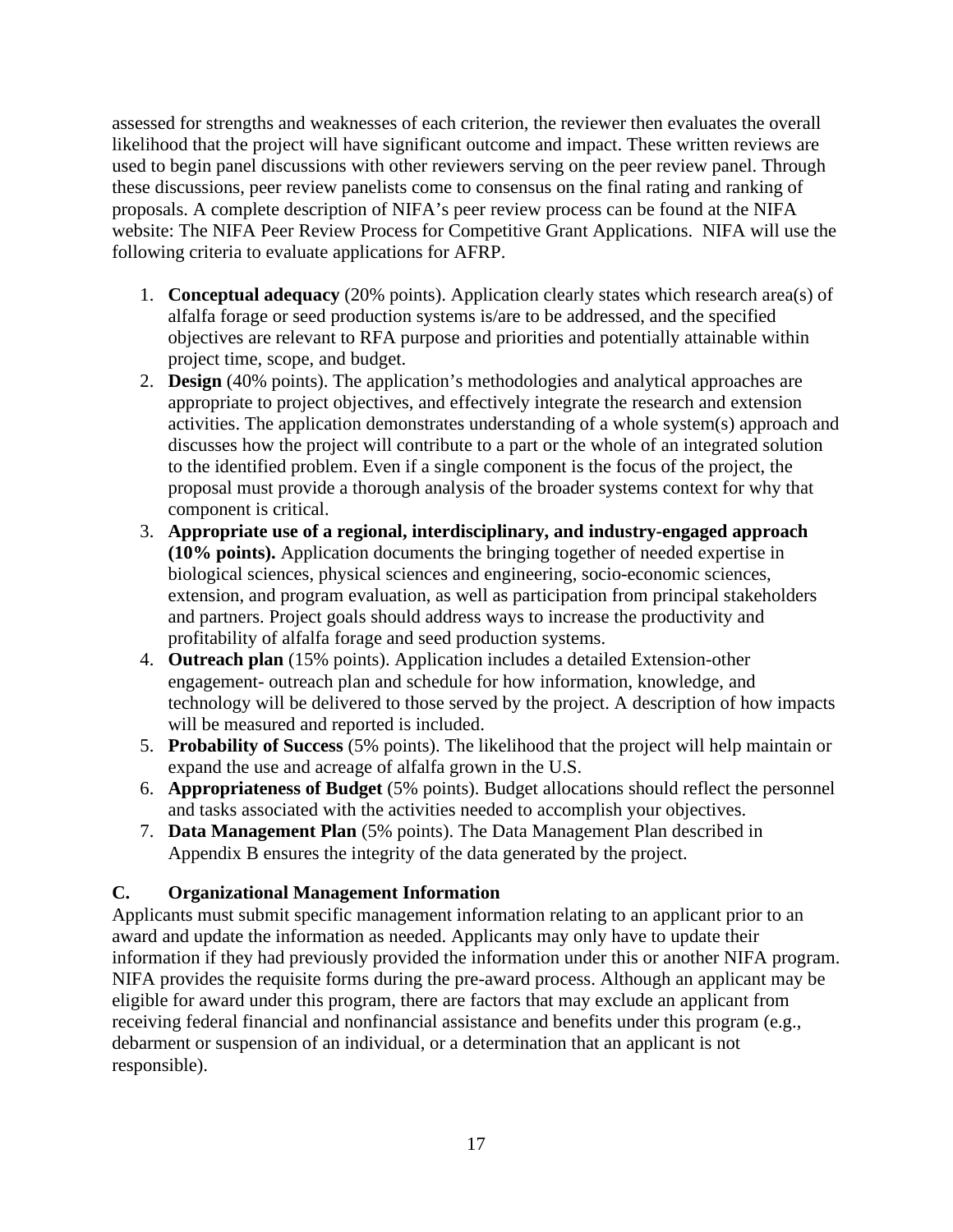assessed for strengths and weaknesses of each criterion, the reviewer then evaluates the overall likelihood that the project will have significant outcome and impact. These written reviews are used to begin panel discussions with other reviewers serving on the peer review panel. Through these discussions, peer review panelists come to consensus on the final rating and ranking of proposals. A complete description of NIFA's peer review process can be found at the NIFA website: The NIFA Peer Review Process for Competitive Grant Applications. NIFA will use the following criteria to evaluate applications for AFRP.

1. **Conceptual adequacy** (20% points). Application clearly states which research area(s) of alfalfa forage or seed production systems is/are to be addressed, and the specified objectives are relevant to RFA purpose and priorities and potentially attainable within project time, scope, and budget.
2. **Design** (40% points). The application's methodologies and analytical approaches are appropriate to project objectives, and effectively integrate the research and extension activities. The application demonstrates understanding of a whole system(s) approach and discusses how the project will contribute to a part or the whole of an integrated solution to the identified problem. Even if a single component is the focus of the project, the proposal must provide a thorough analysis of the broader systems context for why that component is critical.
3. **Appropriate use of a regional, interdisciplinary, and industry-engaged approach (10% points).** Application documents the bringing together of needed expertise in biological sciences, physical sciences and engineering, socio-economic sciences, extension, and program evaluation, as well as participation from principal stakeholders and partners. Project goals should address ways to increase the productivity and profitability of alfalfa forage and seed production systems.
4. **Outreach plan** (15% points). Application includes a detailed Extension-other engagement- outreach plan and schedule for how information, knowledge, and technology will be delivered to those served by the project. A description of how impacts will be measured and reported is included.
5. **Probability of Success** (5% points). The likelihood that the project will help maintain or expand the use and acreage of alfalfa grown in the U.S.
6. **Appropriateness of Budget** (5% points). Budget allocations should reflect the personnel and tasks associated with the activities needed to accomplish your objectives.
7. **Data Management Plan** (5% points). The Data Management Plan described in Appendix B ensures the integrity of the data generated by the project.

## C. Organizational Management Information

Applicants must submit specific management information relating to an applicant prior to an award and update the information as needed. Applicants may only have to update their information if they had previously provided the information under this or another NIFA program. NIFA provides the requisite forms during the pre-award process. Although an applicant may be eligible for award under this program, there are factors that may exclude an applicant from receiving federal financial and nonfinancial assistance and benefits under this program (e.g., debarment or suspension of an individual, or a determination that an applicant is not responsible).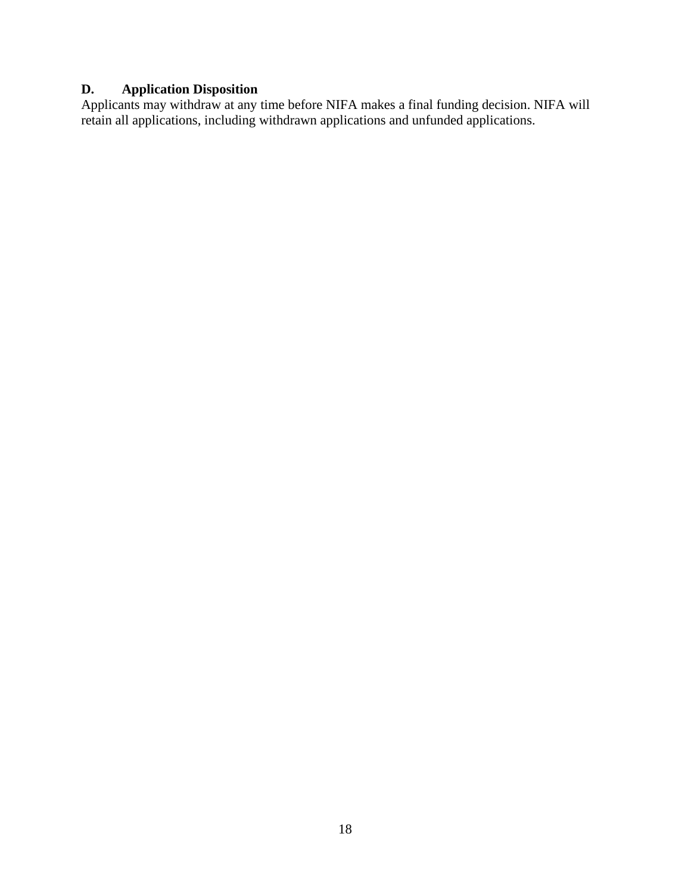### D. Application Disposition

Applicants may withdraw at any time before NIFA makes a final funding decision. NIFA will retain all applications, including withdrawn applications and unfunded applications.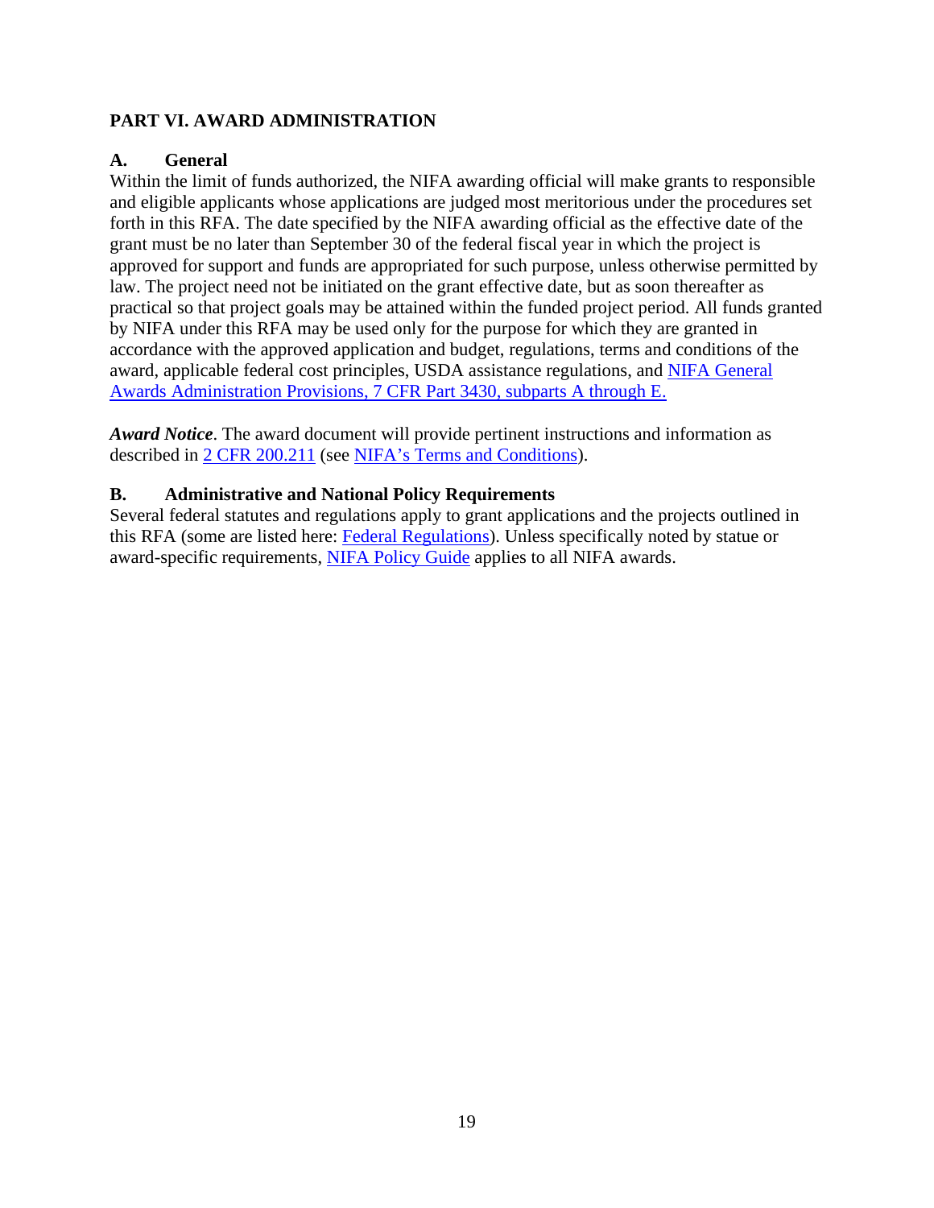## PART VI. AWARD ADMINISTRATION

### A. General

Within the limit of funds authorized, the NIFA awarding official will make grants to responsible and eligible applicants whose applications are judged most meritorious under the procedures set forth in this RFA. The date specified by the NIFA awarding official as the effective date of the grant must be no later than September 30 of the federal fiscal year in which the project is approved for support and funds are appropriated for such purpose, unless otherwise permitted by law. The project need not be initiated on the grant effective date, but as soon thereafter as practical so that project goals may be attained within the funded project period. All funds granted by NIFA under this RFA may be used only for the purpose for which they are granted in accordance with the approved application and budget, regulations, terms and conditions of the award, applicable federal cost principles, USDA assistance regulations, and NIFA General Awards Administration Provisions, 7 CFR Part 3430, subparts A through E.

***Award Notice***. The award document will provide pertinent instructions and information as described in 2 CFR 200.211 (see NIFA's Terms and Conditions).

### B. Administrative and National Policy Requirements

Several federal statutes and regulations apply to grant applications and the projects outlined in this RFA (some are listed here: Federal Regulations). Unless specifically noted by statue or award-specific requirements, NIFA Policy Guide applies to all NIFA awards.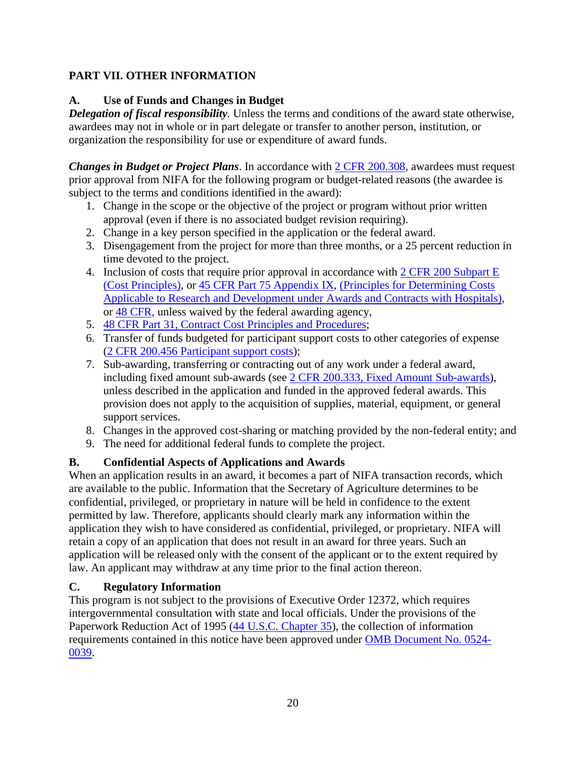## PART VII. OTHER INFORMATION

### A. Use of Funds and Changes in Budget

***Delegation of fiscal responsibility.*** Unless the terms and conditions of the award state otherwise, awardees may not in whole or in part delegate or transfer to another person, institution, or organization the responsibility for use or expenditure of award funds.

***Changes in Budget or Project Plans***. In accordance with 2 CFR 200.308, awardees must request prior approval from NIFA for the following program or budget-related reasons (the awardee is subject to the terms and conditions identified in the award):

1. Change in the scope or the objective of the project or program without prior written approval (even if there is no associated budget revision requiring).
2. Change in a key person specified in the application or the federal award.
3. Disengagement from the project for more than three months, or a 25 percent reduction in time devoted to the project.
4. Inclusion of costs that require prior approval in accordance with 2 CFR 200 Subpart E (Cost Principles), or 45 CFR Part 75 Appendix IX, (Principles for Determining Costs Applicable to Research and Development under Awards and Contracts with Hospitals), or 48 CFR, unless waived by the federal awarding agency,
5. 48 CFR Part 31, Contract Cost Principles and Procedures;
6. Transfer of funds budgeted for participant support costs to other categories of expense (2 CFR 200.456 Participant support costs);
7. Sub-awarding, transferring or contracting out of any work under a federal award, including fixed amount sub-awards (see 2 CFR 200.333, Fixed Amount Sub-awards), unless described in the application and funded in the approved federal awards. This provision does not apply to the acquisition of supplies, material, equipment, or general support services.
8. Changes in the approved cost-sharing or matching provided by the non-federal entity; and
9. The need for additional federal funds to complete the project.

### B. Confidential Aspects of Applications and Awards

When an application results in an award, it becomes a part of NIFA transaction records, which are available to the public. Information that the Secretary of Agriculture determines to be confidential, privileged, or proprietary in nature will be held in confidence to the extent permitted by law. Therefore, applicants should clearly mark any information within the application they wish to have considered as confidential, privileged, or proprietary. NIFA will retain a copy of an application that does not result in an award for three years. Such an application will be released only with the consent of the applicant or to the extent required by law. An applicant may withdraw at any time prior to the final action thereon.

### C. Regulatory Information

This program is not subject to the provisions of Executive Order 12372, which requires intergovernmental consultation with state and local officials. Under the provisions of the Paperwork Reduction Act of 1995 (44 U.S.C. Chapter 35), the collection of information requirements contained in this notice have been approved under OMB Document No. 0524-0039.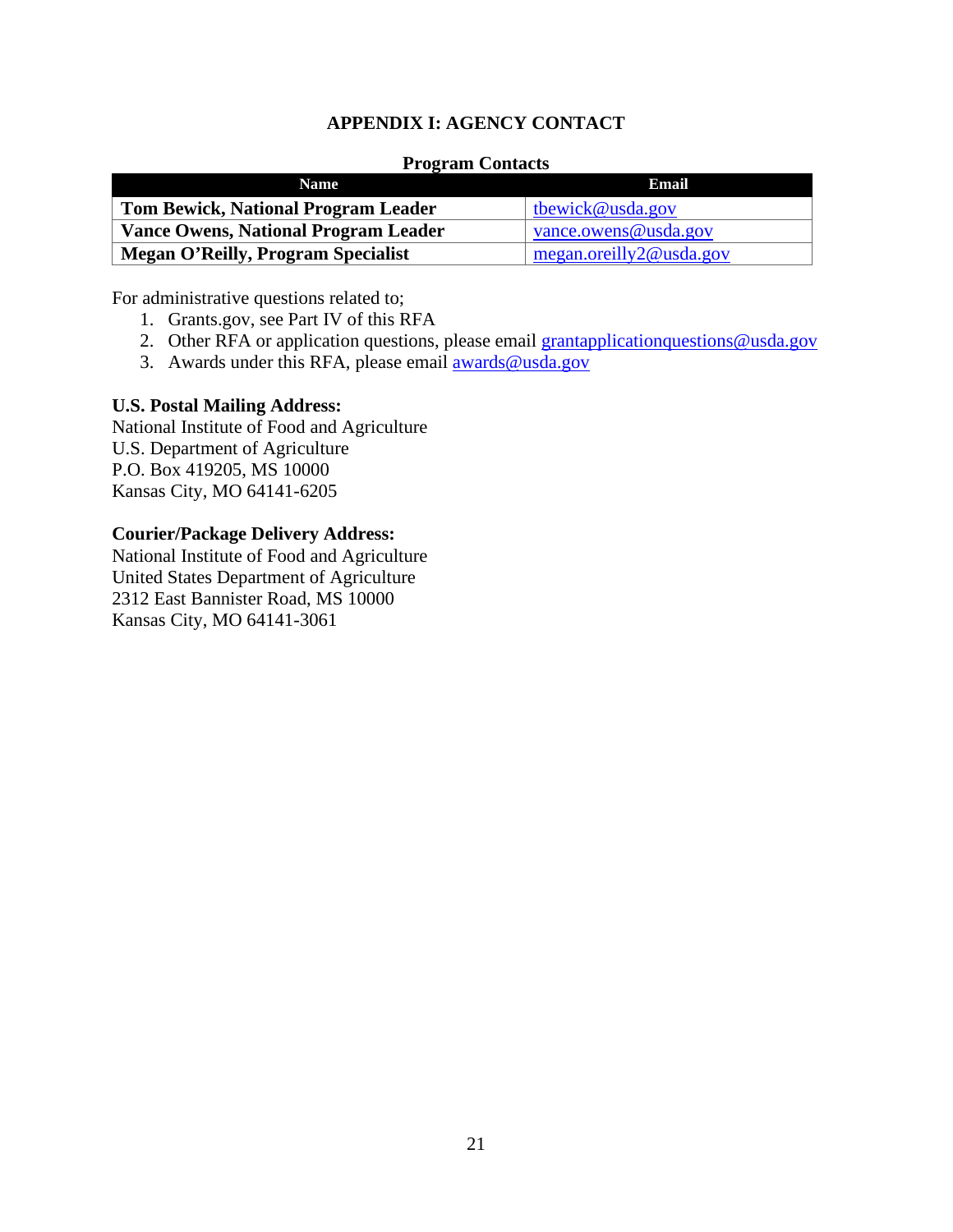## APPENDIX I: AGENCY CONTACT

**Program Contacts**

| Name | Email |
|---|---|
| **Tom Bewick, National Program Leader** | tbewick@usda.gov |
| **Vance Owens, National Program Leader** | vance.owens@usda.gov |
| **Megan O'Reilly, Program Specialist** | megan.oreilly2@usda.gov |

For administrative questions related to;

1. Grants.gov, see Part IV of this RFA
2. Other RFA or application questions, please email grantapplicationquestions@usda.gov
3. Awards under this RFA, please email awards@usda.gov

**U.S. Postal Mailing Address:**
National Institute of Food and Agriculture
U.S. Department of Agriculture
P.O. Box 419205, MS 10000
Kansas City, MO 64141-6205

**Courier/Package Delivery Address:**
National Institute of Food and Agriculture
United States Department of Agriculture
2312 East Bannister Road, MS 10000
Kansas City, MO 64141-3061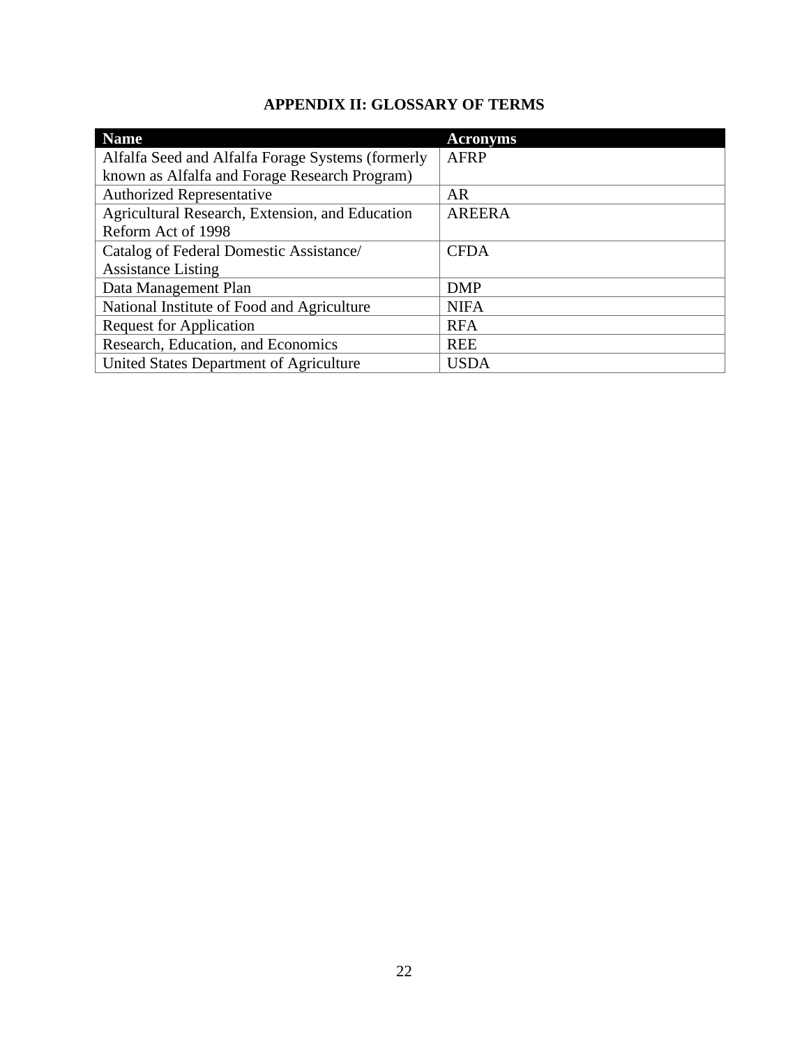## APPENDIX II: GLOSSARY OF TERMS

| Name | Acronyms |
|---|---|
| Alfalfa Seed and Alfalfa Forage Systems (formerly known as Alfalfa and Forage Research Program) | AFRP |
| Authorized Representative | AR |
| Agricultural Research, Extension, and Education Reform Act of 1998 | AREERA |
| Catalog of Federal Domestic Assistance/ Assistance Listing | CFDA |
| Data Management Plan | DMP |
| National Institute of Food and Agriculture | NIFA |
| Request for Application | RFA |
| Research, Education, and Economics | REE |
| United States Department of Agriculture | USDA |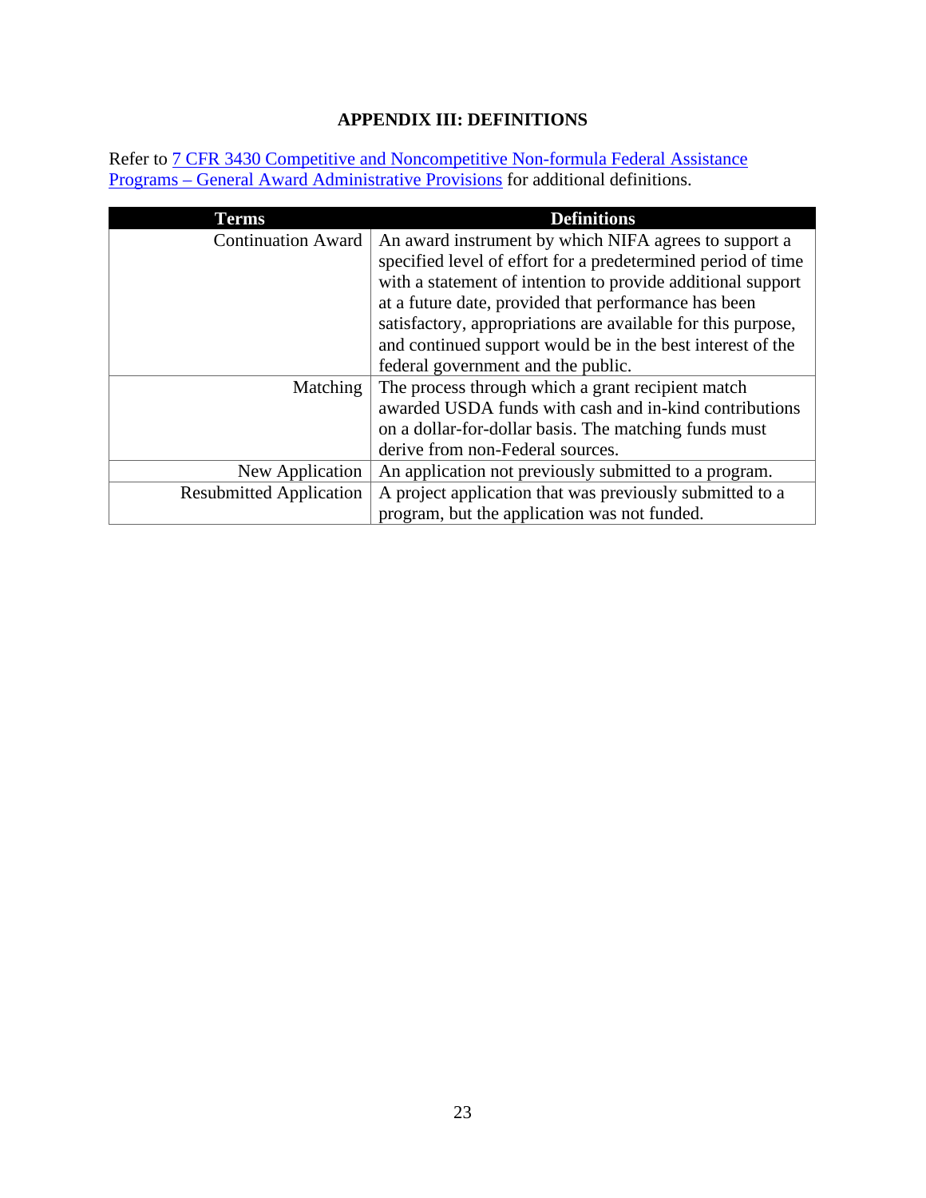# APPENDIX III: DEFINITIONS

Refer to [7 CFR 3430 Competitive and Noncompetitive Non-formula Federal Assistance Programs – General Award Administrative Provisions]() for additional definitions.

| Terms | Definitions |
| --- | --- |
| Continuation Award | An award instrument by which NIFA agrees to support a specified level of effort for a predetermined period of time with a statement of intention to provide additional support at a future date, provided that performance has been satisfactory, appropriations are available for this purpose, and continued support would be in the best interest of the federal government and the public. |
| Matching | The process through which a grant recipient match awarded USDA funds with cash and in-kind contributions on a dollar-for-dollar basis. The matching funds must derive from non-Federal sources. |
| New Application | An application not previously submitted to a program. |
| Resubmitted Application | A project application that was previously submitted to a program, but the application was not funded. |